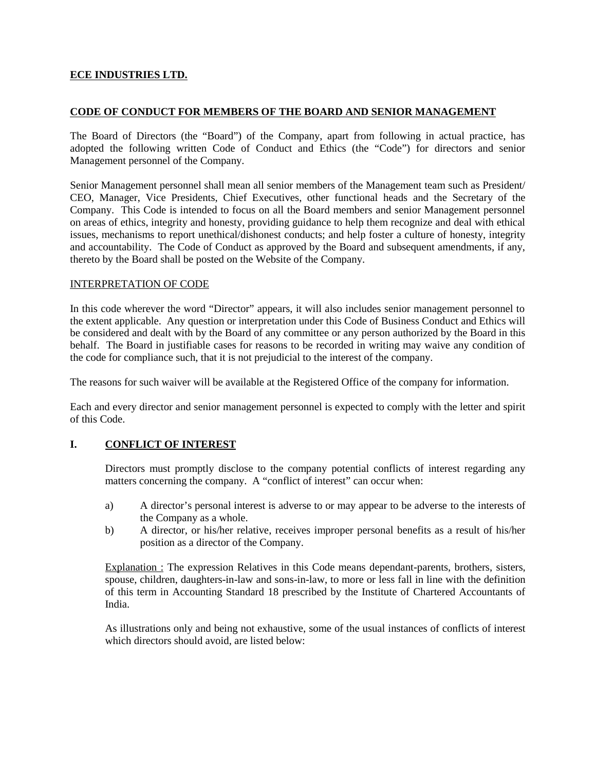**ECE INDUSTRIES LTD.**

**CODE OF CONDUCT FOR MEMBERS OF THE BOARD AND SENIOR MANAGEMENT**

The Board of Directors (the "Board") of the Company, apart from following in actual practice, has adopted the following written Code of Conduct and Ethics (the "Code") for directors and senior Management personnel of the Company.

Senior Management personnel shall mean all senior members of the Management team such as President/ CEO, Manager, Vice Presidents, Chief Executives, other functional heads and the Secretary of the Company. This Code is intended to focus on all the Board members and senior Management personnel on areas of ethics, integrity and honesty, providing guidance to help them recognize and deal with ethical issues, mechanisms to report unethical/dishonest conducts; and help foster a culture of honesty, integrity and accountability. The Code of Conduct as approved by the Board and subsequent amendments, if any, thereto by the Board shall be posted on the Website of the Company.

INTERPRETATION OF CODE

In this code wherever the word "Director" appears, it will also includes senior management personnel to the extent applicable. Any question or interpretation under this Code of Business Conduct and Ethics will be considered and dealt with by the Board of any committee or any person authorized by the Board in this behalf. The Board in justifiable cases for reasons to be recorded in writing may waive any condition of the code for compliance such, that it is not prejudicial to the interest of the company.

The reasons for such waiver will be available at the Registered Office of the company for information.

Each and every director and senior management personnel is expected to comply with the letter and spirit of this Code.

## I. CONFLICT OF INTEREST

Directors must promptly disclose to the company potential conflicts of interest regarding any matters concerning the company. A "conflict of interest" can occur when:

a) A director's personal interest is adverse to or may appear to be adverse to the interests of the Company as a whole.

b) A director, or his/her relative, receives improper personal benefits as a result of his/her position as a director of the Company.

Explanation : The expression Relatives in this Code means dependant-parents, brothers, sisters, spouse, children, daughters-in-law and sons-in-law, to more or less fall in line with the definition of this term in Accounting Standard 18 prescribed by the Institute of Chartered Accountants of India.

As illustrations only and being not exhaustive, some of the usual instances of conflicts of interest which directors should avoid, are listed below: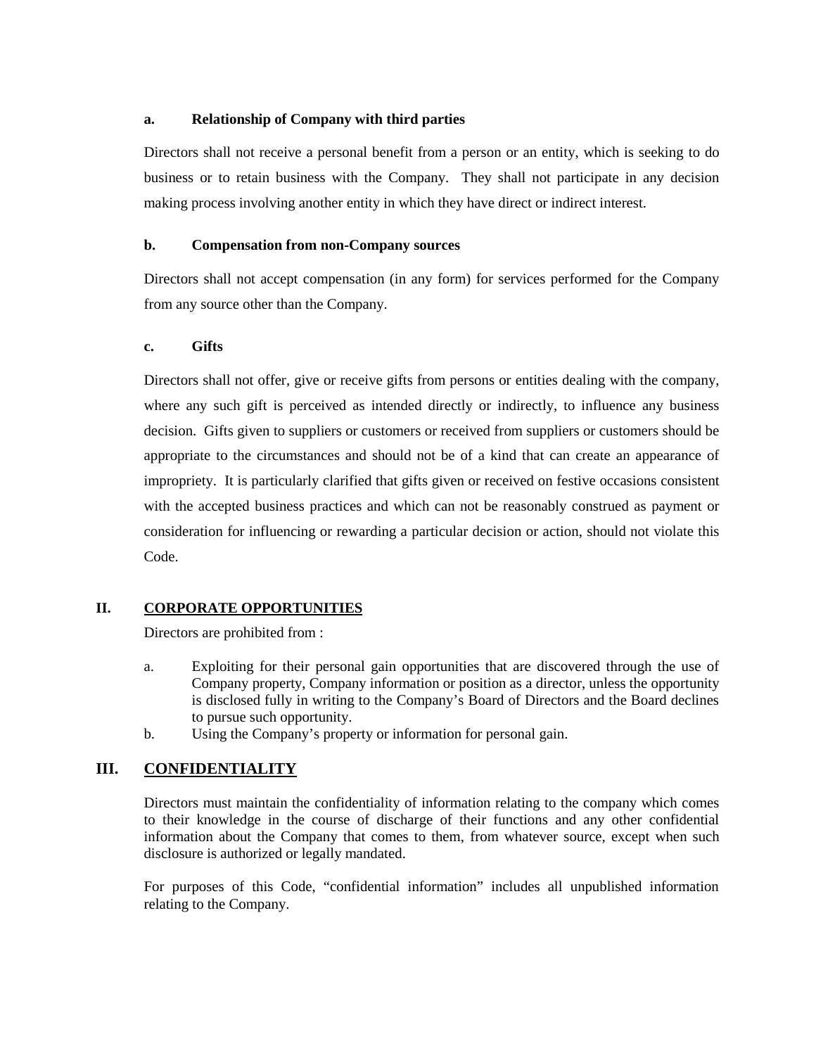### a. Relationship of Company with third parties

Directors shall not receive a personal benefit from a person or an entity, which is seeking to do business or to retain business with the Company. They shall not participate in any decision making process involving another entity in which they have direct or indirect interest.

### b. Compensation from non-Company sources

Directors shall not accept compensation (in any form) for services performed for the Company from any source other than the Company.

### c. Gifts

Directors shall not offer, give or receive gifts from persons or entities dealing with the company, where any such gift is perceived as intended directly or indirectly, to influence any business decision. Gifts given to suppliers or customers or received from suppliers or customers should be appropriate to the circumstances and should not be of a kind that can create an appearance of impropriety. It is particularly clarified that gifts given or received on festive occasions consistent with the accepted business practices and which can not be reasonably construed as payment or consideration for influencing or rewarding a particular decision or action, should not violate this Code.

## II. CORPORATE OPPORTUNITIES

Directors are prohibited from :

a. Exploiting for their personal gain opportunities that are discovered through the use of Company property, Company information or position as a director, unless the opportunity is disclosed fully in writing to the Company's Board of Directors and the Board declines to pursue such opportunity.

b. Using the Company's property or information for personal gain.

## III. CONFIDENTIALITY

Directors must maintain the confidentiality of information relating to the company which comes to their knowledge in the course of discharge of their functions and any other confidential information about the Company that comes to them, from whatever source, except when such disclosure is authorized or legally mandated.

For purposes of this Code, "confidential information" includes all unpublished information relating to the Company.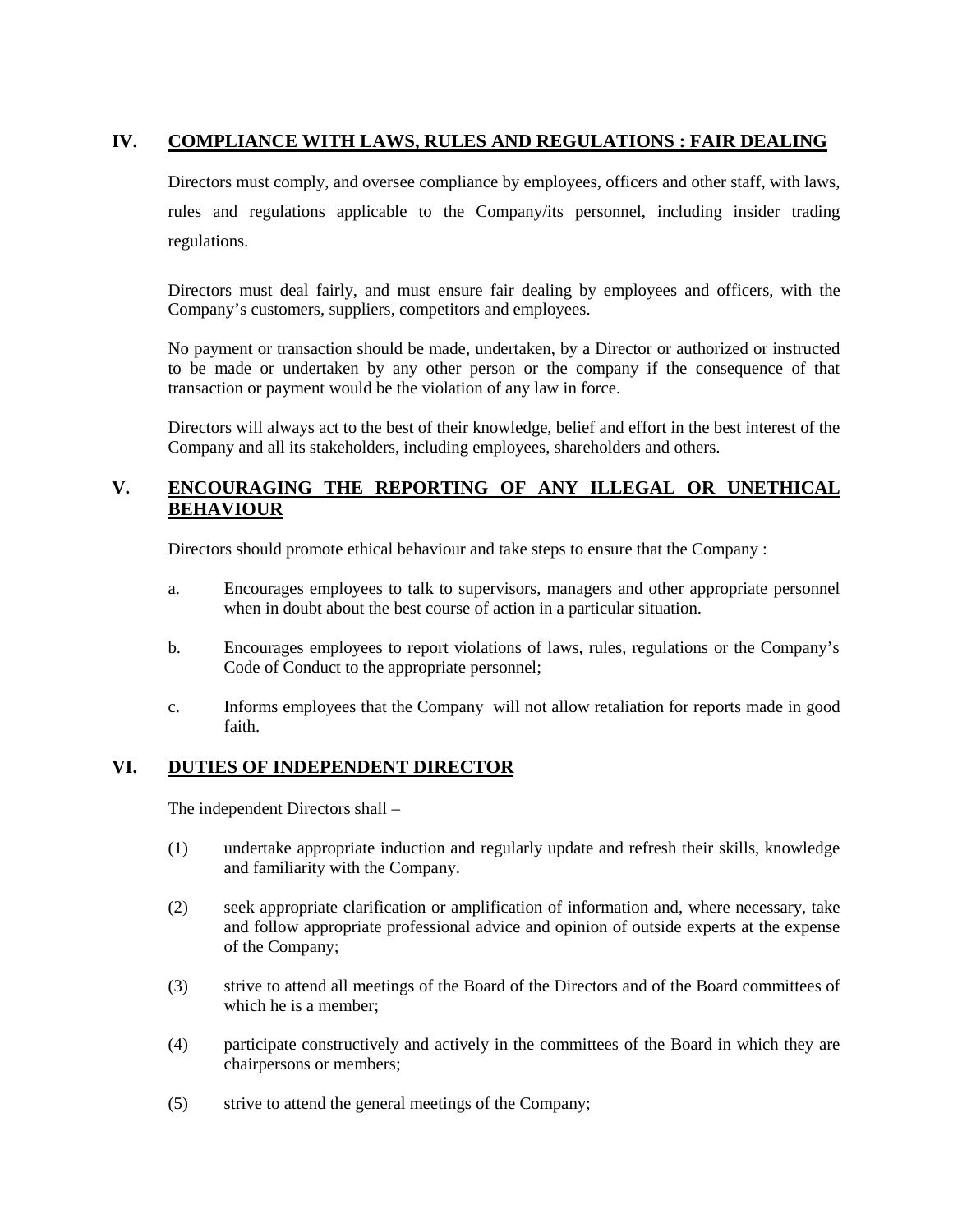## IV. COMPLIANCE WITH LAWS, RULES AND REGULATIONS : FAIR DEALING

Directors must comply, and oversee compliance by employees, officers and other staff, with laws, rules and regulations applicable to the Company/its personnel, including insider trading regulations.

Directors must deal fairly, and must ensure fair dealing by employees and officers, with the Company's customers, suppliers, competitors and employees.

No payment or transaction should be made, undertaken, by a Director or authorized or instructed to be made or undertaken by any other person or the company if the consequence of that transaction or payment would be the violation of any law in force.

Directors will always act to the best of their knowledge, belief and effort in the best interest of the Company and all its stakeholders, including employees, shareholders and others.

## V. ENCOURAGING THE REPORTING OF ANY ILLEGAL OR UNETHICAL BEHAVIOUR

Directors should promote ethical behaviour and take steps to ensure that the Company :

a. Encourages employees to talk to supervisors, managers and other appropriate personnel when in doubt about the best course of action in a particular situation.

b. Encourages employees to report violations of laws, rules, regulations or the Company's Code of Conduct to the appropriate personnel;

c. Informs employees that the Company will not allow retaliation for reports made in good faith.

## VI. DUTIES OF INDEPENDENT DIRECTOR

The independent Directors shall –

(1) undertake appropriate induction and regularly update and refresh their skills, knowledge and familiarity with the Company.

(2) seek appropriate clarification or amplification of information and, where necessary, take and follow appropriate professional advice and opinion of outside experts at the expense of the Company;

(3) strive to attend all meetings of the Board of the Directors and of the Board committees of which he is a member;

(4) participate constructively and actively in the committees of the Board in which they are chairpersons or members;

(5) strive to attend the general meetings of the Company;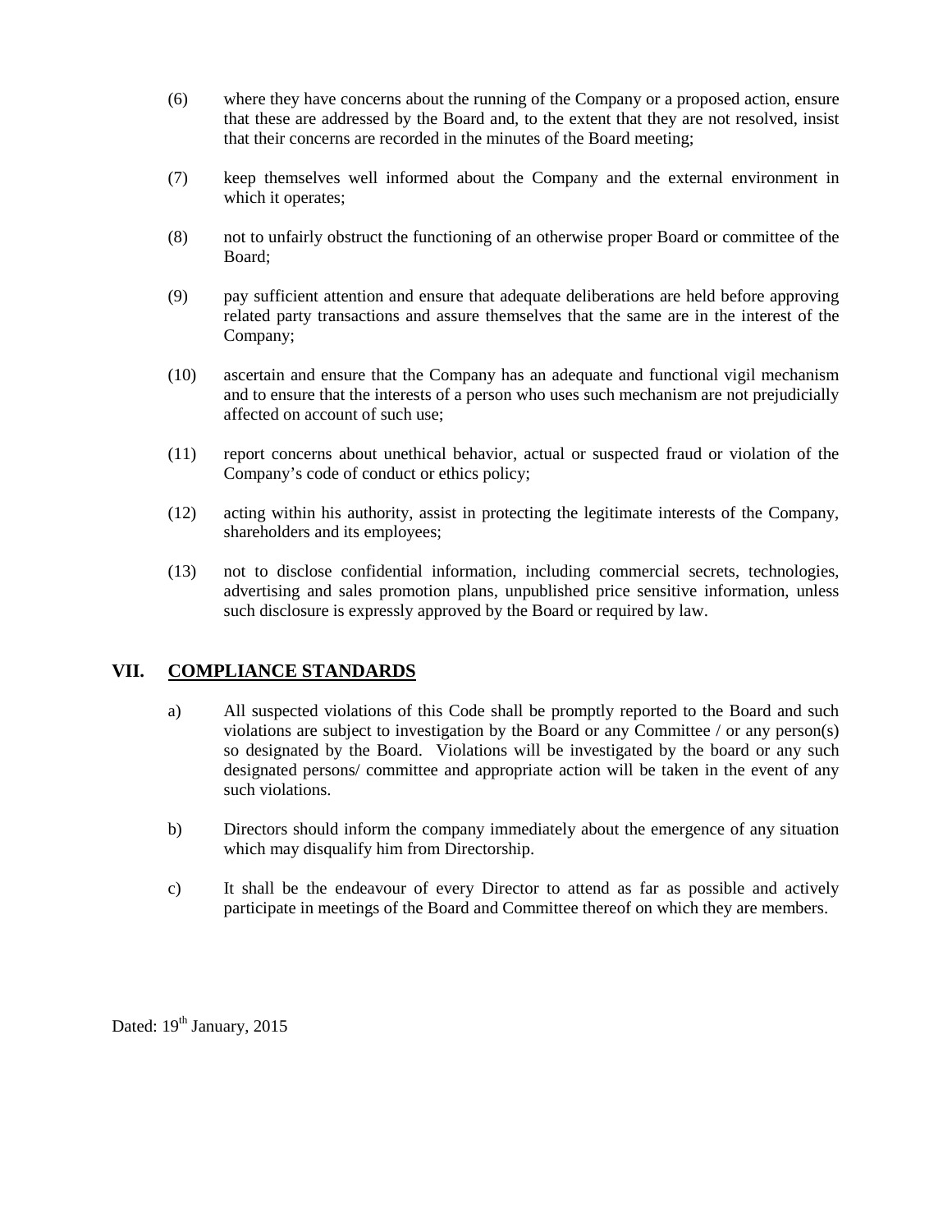(6) where they have concerns about the running of the Company or a proposed action, ensure that these are addressed by the Board and, to the extent that they are not resolved, insist that their concerns are recorded in the minutes of the Board meeting;

(7) keep themselves well informed about the Company and the external environment in which it operates;

(8) not to unfairly obstruct the functioning of an otherwise proper Board or committee of the Board;

(9) pay sufficient attention and ensure that adequate deliberations are held before approving related party transactions and assure themselves that the same are in the interest of the Company;

(10) ascertain and ensure that the Company has an adequate and functional vigil mechanism and to ensure that the interests of a person who uses such mechanism are not prejudicially affected on account of such use;

(11) report concerns about unethical behavior, actual or suspected fraud or violation of the Company's code of conduct or ethics policy;

(12) acting within his authority, assist in protecting the legitimate interests of the Company, shareholders and its employees;

(13) not to disclose confidential information, including commercial secrets, technologies, advertising and sales promotion plans, unpublished price sensitive information, unless such disclosure is expressly approved by the Board or required by law.

## VII. <u>COMPLIANCE STANDARDS</u>

a) All suspected violations of this Code shall be promptly reported to the Board and such violations are subject to investigation by the Board or any Committee / or any person(s) so designated by the Board. Violations will be investigated by the board or any such designated persons/ committee and appropriate action will be taken in the event of any such violations.

b) Directors should inform the company immediately about the emergence of any situation which may disqualify him from Directorship.

c) It shall be the endeavour of every Director to attend as far as possible and actively participate in meetings of the Board and Committee thereof on which they are members.

Dated: 19th January, 2015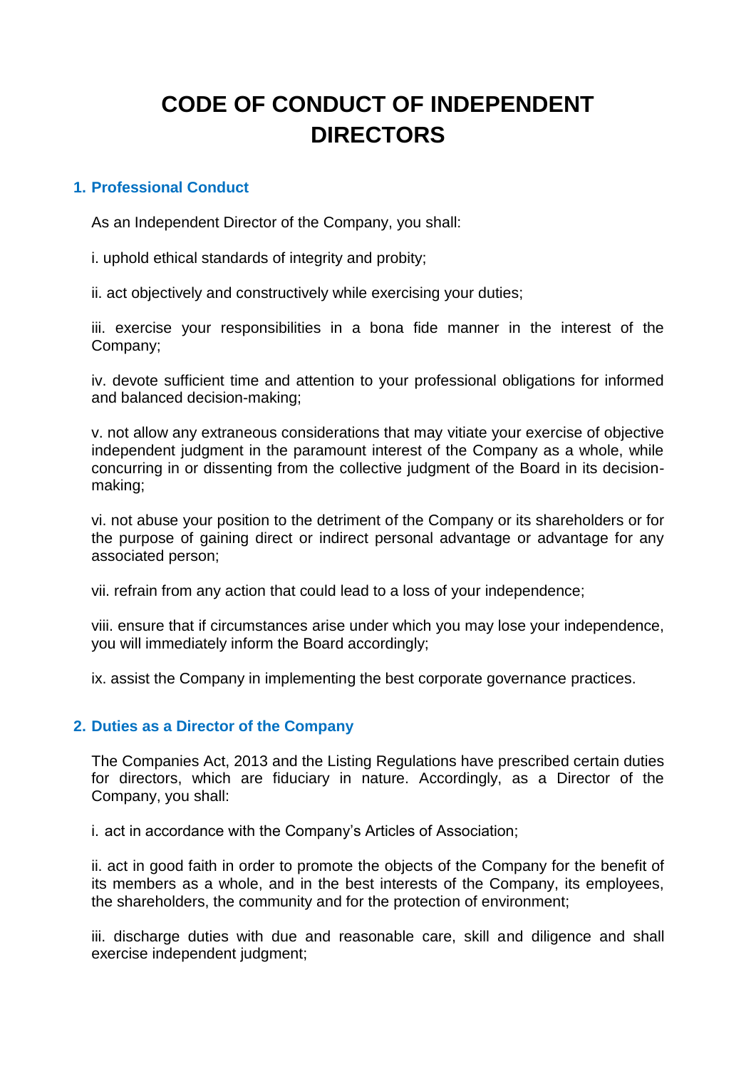# CODE OF CONDUCT OF INDEPENDENT DIRECTORS

## 1. Professional Conduct

As an Independent Director of the Company, you shall:

i. uphold ethical standards of integrity and probity;

ii. act objectively and constructively while exercising your duties;

iii. exercise your responsibilities in a bona fide manner in the interest of the Company;

iv. devote sufficient time and attention to your professional obligations for informed and balanced decision-making;

v. not allow any extraneous considerations that may vitiate your exercise of objective independent judgment in the paramount interest of the Company as a whole, while concurring in or dissenting from the collective judgment of the Board in its decision-making;

vi. not abuse your position to the detriment of the Company or its shareholders or for the purpose of gaining direct or indirect personal advantage or advantage for any associated person;

vii. refrain from any action that could lead to a loss of your independence;

viii. ensure that if circumstances arise under which you may lose your independence, you will immediately inform the Board accordingly;

ix. assist the Company in implementing the best corporate governance practices.

## 2. Duties as a Director of the Company

The Companies Act, 2013 and the Listing Regulations have prescribed certain duties for directors, which are fiduciary in nature. Accordingly, as a Director of the Company, you shall:

i. act in accordance with the Company's Articles of Association;

ii. act in good faith in order to promote the objects of the Company for the benefit of its members as a whole, and in the best interests of the Company, its employees, the shareholders, the community and for the protection of environment;

iii. discharge duties with due and reasonable care, skill and diligence and shall exercise independent judgment;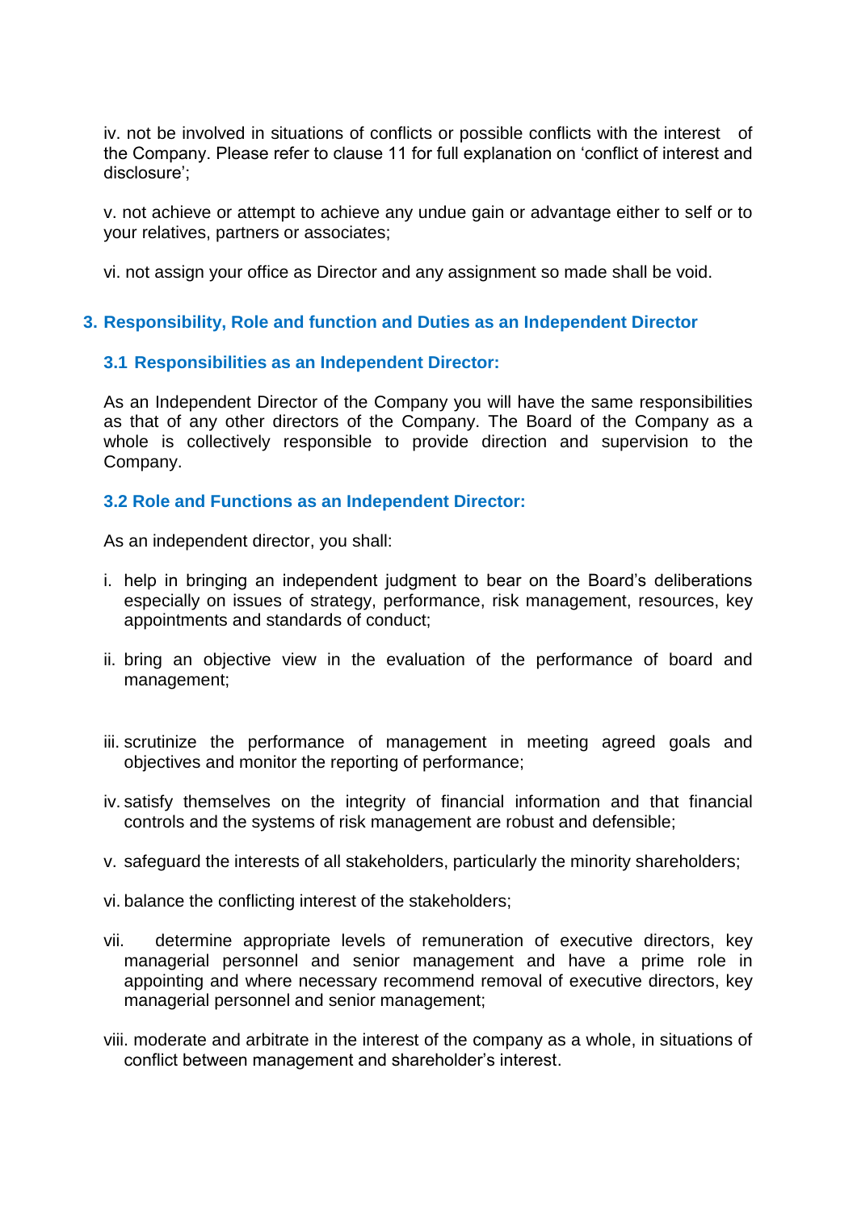iv. not be involved in situations of conflicts or possible conflicts with the interest of the Company. Please refer to clause 11 for full explanation on 'conflict of interest and disclosure';

v. not achieve or attempt to achieve any undue gain or advantage either to self or to your relatives, partners or associates;

vi. not assign your office as Director and any assignment so made shall be void.

## 3. Responsibility, Role and function and Duties as an Independent Director

### 3.1 Responsibilities as an Independent Director:

As an Independent Director of the Company you will have the same responsibilities as that of any other directors of the Company. The Board of the Company as a whole is collectively responsible to provide direction and supervision to the Company.

### 3.2 Role and Functions as an Independent Director:

As an independent director, you shall:

i. help in bringing an independent judgment to bear on the Board's deliberations especially on issues of strategy, performance, risk management, resources, key appointments and standards of conduct;

ii. bring an objective view in the evaluation of the performance of board and management;

iii. scrutinize the performance of management in meeting agreed goals and objectives and monitor the reporting of performance;

iv. satisfy themselves on the integrity of financial information and that financial controls and the systems of risk management are robust and defensible;

v. safeguard the interests of all stakeholders, particularly the minority shareholders;

vi. balance the conflicting interest of the stakeholders;

vii. determine appropriate levels of remuneration of executive directors, key managerial personnel and senior management and have a prime role in appointing and where necessary recommend removal of executive directors, key managerial personnel and senior management;

viii. moderate and arbitrate in the interest of the company as a whole, in situations of conflict between management and shareholder's interest.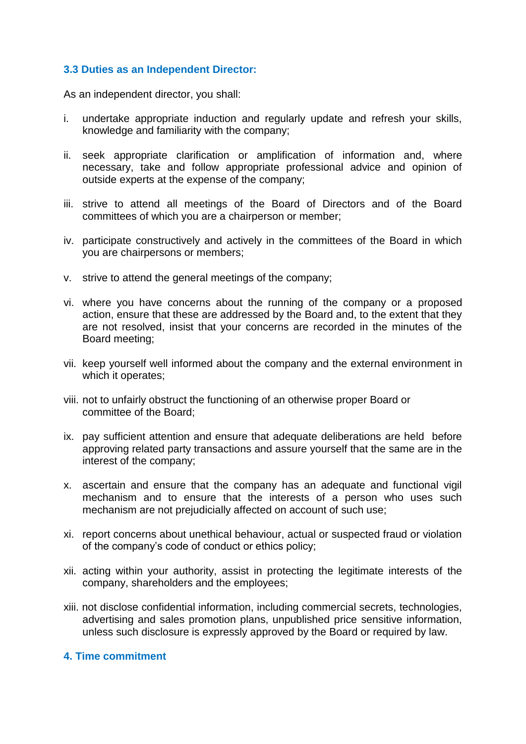### 3.3 Duties as an Independent Director:

As an independent director, you shall:

i. undertake appropriate induction and regularly update and refresh your skills, knowledge and familiarity with the company;

ii. seek appropriate clarification or amplification of information and, where necessary, take and follow appropriate professional advice and opinion of outside experts at the expense of the company;

iii. strive to attend all meetings of the Board of Directors and of the Board committees of which you are a chairperson or member;

iv. participate constructively and actively in the committees of the Board in which you are chairpersons or members;

v. strive to attend the general meetings of the company;

vi. where you have concerns about the running of the company or a proposed action, ensure that these are addressed by the Board and, to the extent that they are not resolved, insist that your concerns are recorded in the minutes of the Board meeting;

vii. keep yourself well informed about the company and the external environment in which it operates;

viii. not to unfairly obstruct the functioning of an otherwise proper Board or committee of the Board;

ix. pay sufficient attention and ensure that adequate deliberations are held before approving related party transactions and assure yourself that the same are in the interest of the company;

x. ascertain and ensure that the company has an adequate and functional vigil mechanism and to ensure that the interests of a person who uses such mechanism are not prejudicially affected on account of such use;

xi. report concerns about unethical behaviour, actual or suspected fraud or violation of the company's code of conduct or ethics policy;

xii. acting within your authority, assist in protecting the legitimate interests of the company, shareholders and the employees;

xiii. not disclose confidential information, including commercial secrets, technologies, advertising and sales promotion plans, unpublished price sensitive information, unless such disclosure is expressly approved by the Board or required by law.

### 4. Time commitment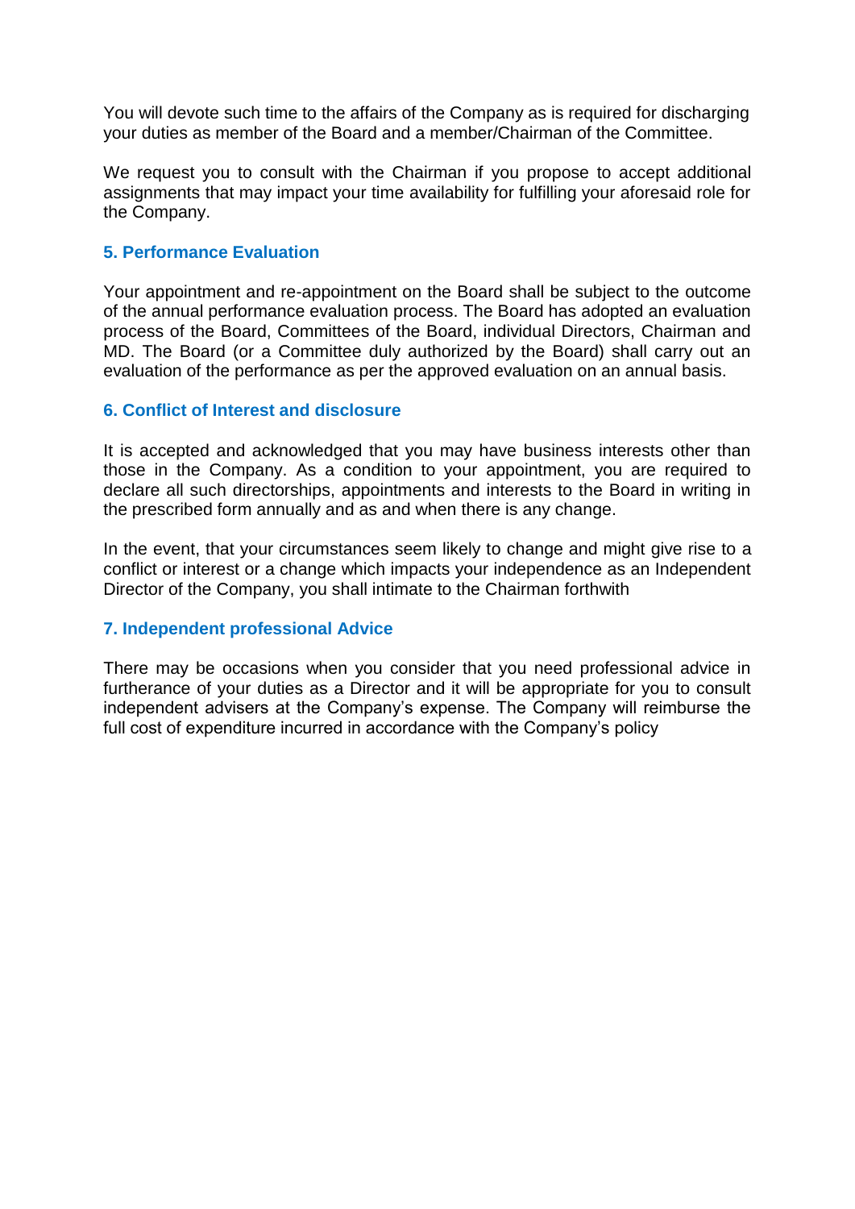You will devote such time to the affairs of the Company as is required for discharging your duties as member of the Board and a member/Chairman of the Committee.

We request you to consult with the Chairman if you propose to accept additional assignments that may impact your time availability for fulfilling your aforesaid role for the Company.

### 5. Performance Evaluation

Your appointment and re-appointment on the Board shall be subject to the outcome of the annual performance evaluation process. The Board has adopted an evaluation process of the Board, Committees of the Board, individual Directors, Chairman and MD. The Board (or a Committee duly authorized by the Board) shall carry out an evaluation of the performance as per the approved evaluation on an annual basis.

### 6. Conflict of Interest and disclosure

It is accepted and acknowledged that you may have business interests other than those in the Company. As a condition to your appointment, you are required to declare all such directorships, appointments and interests to the Board in writing in the prescribed form annually and as and when there is any change.

In the event, that your circumstances seem likely to change and might give rise to a conflict or interest or a change which impacts your independence as an Independent Director of the Company, you shall intimate to the Chairman forthwith

### 7. Independent professional Advice

There may be occasions when you consider that you need professional advice in furtherance of your duties as a Director and it will be appropriate for you to consult independent advisers at the Company's expense. The Company will reimburse the full cost of expenditure incurred in accordance with the Company's policy